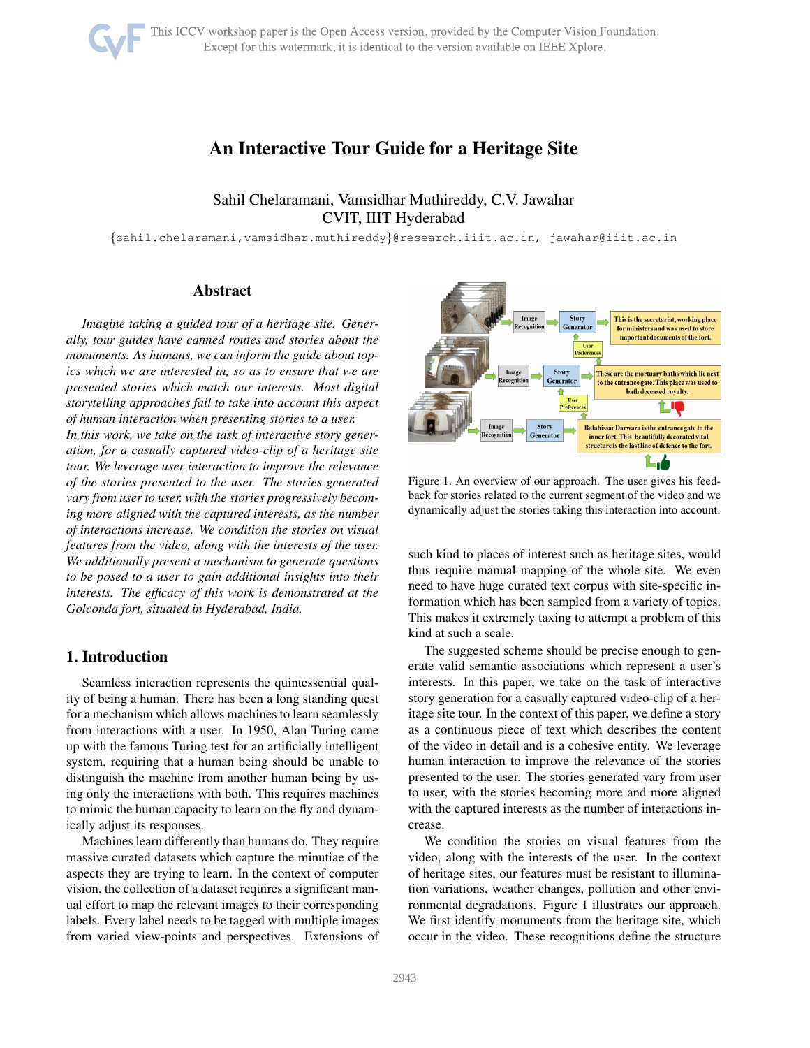This ICCV workshop paper is the Open Access version, provided by the Computer Vision Foundation. Except for this watermark, it is identical to the version available on IEEE Xplore.

# An Interactive Tour Guide for a Heritage Site

Sahil Chelaramani, Vamsidhar Muthireddy, C.V. Jawahar
CVIT, IIIT Hyderabad

{sahil.chelaramani,vamsidhar.muthireddy}@research.iiit.ac.in, jawahar@iiit.ac.in

## Abstract

*Imagine taking a guided tour of a heritage site. Generally, tour guides have canned routes and stories about the monuments. As humans, we can inform the guide about topics which we are interested in, so as to ensure that we are presented stories which match our interests. Most digital storytelling approaches fail to take into account this aspect of human interaction when presenting stories to a user. In this work, we take on the task of interactive story generation, for a casually captured video-clip of a heritage site tour. We leverage user interaction to improve the relevance of the stories presented to the user. The stories generated vary from user to user, with the stories progressively becoming more aligned with the captured interests, as the number of interactions increase. We condition the stories on visual features from the video, along with the interests of the user. We additionally present a mechanism to generate questions to be posed to a user to gain additional insights into their interests. The efficacy of this work is demonstrated at the Golconda fort, situated in Hyderabad, India.*

## 1. Introduction

Seamless interaction represents the quintessential quality of being a human. There has been a long standing quest for a mechanism which allows machines to learn seamlessly from interactions with a user. In 1950, Alan Turing came up with the famous Turing test for an artificially intelligent system, requiring that a human being should be unable to distinguish the machine from another human being by using only the interactions with both. This requires machines to mimic the human capacity to learn on the fly and dynamically adjust its responses.

Machines learn differently than humans do. They require massive curated datasets which capture the minutiae of the aspects they are trying to learn. In the context of computer vision, the collection of a dataset requires a significant manual effort to map the relevant images to their corresponding labels. Every label needs to be tagged with multiple images from varied view-points and perspectives. Extensions of such kind to places of interest such as heritage sites, would thus require manual mapping of the whole site. We even need to have huge curated text corpus with site-specific information which has been sampled from a variety of topics. This makes it extremely taxing to attempt a problem of this kind at such a scale.

Figure 1. An overview of our approach. The user gives his feedback for stories related to the current segment of the video and we dynamically adjust the stories taking this interaction into account.

The suggested scheme should be precise enough to generate valid semantic associations which represent a user's interests. In this paper, we take on the task of interactive story generation for a casually captured video-clip of a heritage site tour. In the context of this paper, we define a story as a continuous piece of text which describes the content of the video in detail and is a cohesive entity. We leverage human interaction to improve the relevance of the stories presented to the user. The stories generated vary from user to user, with the stories becoming more and more aligned with the captured interests as the number of interactions increase.

We condition the stories on visual features from the video, along with the interests of the user. In the context of heritage sites, our features must be resistant to illumination variations, weather changes, pollution and other environmental degradations. Figure 1 illustrates our approach. We first identify monuments from the heritage site, which occur in the video. These recognitions define the structure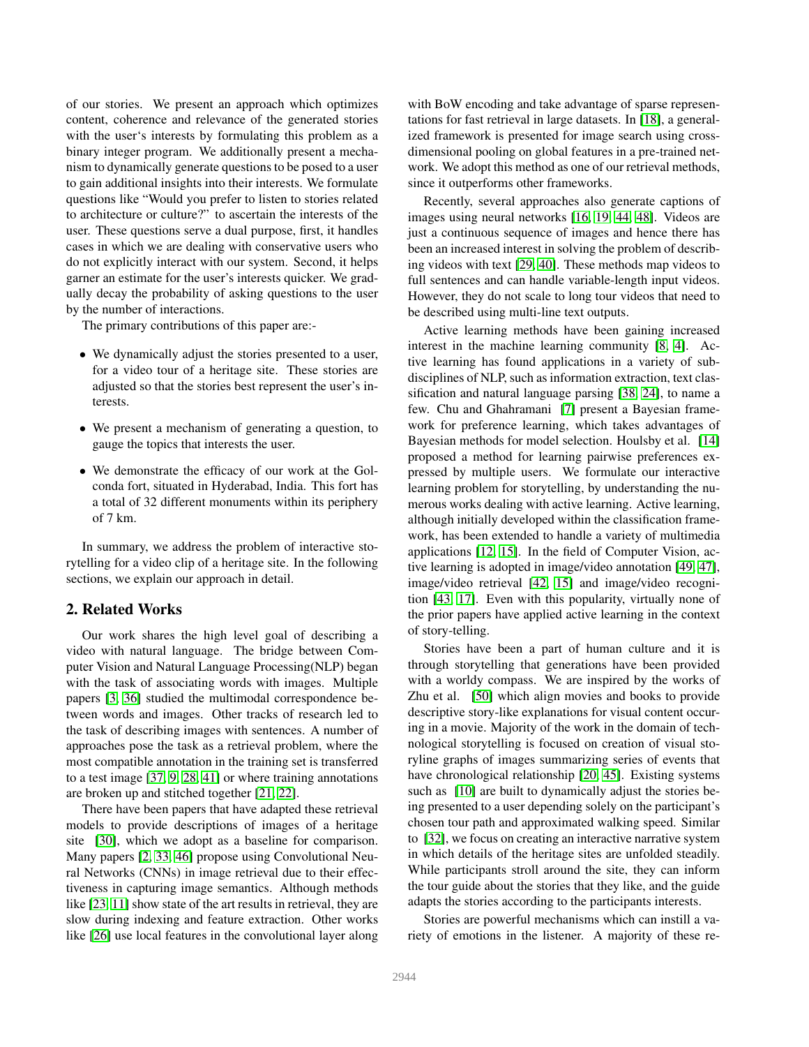of our stories. We present an approach which optimizes content, coherence and relevance of the generated stories with the user's interests by formulating this problem as a binary integer program. We additionally present a mechanism to dynamically generate questions to be posed to a user to gain additional insights into their interests. We formulate questions like "Would you prefer to listen to stories related to architecture or culture?" to ascertain the interests of the user. These questions serve a dual purpose, first, it handles cases in which we are dealing with conservative users who do not explicitly interact with our system. Second, it helps garner an estimate for the user's interests quicker. We gradually decay the probability of asking questions to the user by the number of interactions.

The primary contributions of this paper are:-

- We dynamically adjust the stories presented to a user, for a video tour of a heritage site. These stories are adjusted so that the stories best represent the user's interests.
- We present a mechanism of generating a question, to gauge the topics that interests the user.
- We demonstrate the efficacy of our work at the Golconda fort, situated in Hyderabad, India. This fort has a total of 32 different monuments within its periphery of 7 km.

In summary, we address the problem of interactive storytelling for a video clip of a heritage site. In the following sections, we explain our approach in detail.

## 2. Related Works

Our work shares the high level goal of describing a video with natural language. The bridge between Computer Vision and Natural Language Processing(NLP) began with the task of associating words with images. Multiple papers [3, 36] studied the multimodal correspondence between words and images. Other tracks of research led to the task of describing images with sentences. A number of approaches pose the task as a retrieval problem, where the most compatible annotation in the training set is transferred to a test image [37, 9, 28, 41] or where training annotations are broken up and stitched together [21, 22].

There have been papers that have adapted these retrieval models to provide descriptions of images of a heritage site [30], which we adopt as a baseline for comparison. Many papers [2, 33, 46] propose using Convolutional Neural Networks (CNNs) in image retrieval due to their effectiveness in capturing image semantics. Although methods like [23, 11] show state of the art results in retrieval, they are slow during indexing and feature extraction. Other works like [26] use local features in the convolutional layer along with BoW encoding and take advantage of sparse representations for fast retrieval in large datasets. In [18], a generalized framework is presented for image search using cross-dimensional pooling on global features in a pre-trained network. We adopt this method as one of our retrieval methods, since it outperforms other frameworks.

Recently, several approaches also generate captions of images using neural networks [16, 19, 44, 48]. Videos are just a continuous sequence of images and hence there has been an increased interest in solving the problem of describing videos with text [29, 40]. These methods map videos to full sentences and can handle variable-length input videos. However, they do not scale to long tour videos that need to be described using multi-line text outputs.

Active learning methods have been gaining increased interest in the machine learning community [8, 4]. Active learning has found applications in a variety of subdisciplines of NLP, such as information extraction, text classification and natural language parsing [38, 24], to name a few. Chu and Ghahramani [7] present a Bayesian framework for preference learning, which takes advantages of Bayesian methods for model selection. Houlsby et al. [14] proposed a method for learning pairwise preferences expressed by multiple users. We formulate our interactive learning problem for storytelling, by understanding the numerous works dealing with active learning. Active learning, although initially developed within the classification framework, has been extended to handle a variety of multimedia applications [12, 15]. In the field of Computer Vision, active learning is adopted in image/video annotation [49, 47], image/video retrieval [42, 15] and image/video recognition [43, 17]. Even with this popularity, virtually none of the prior papers have applied active learning in the context of story-telling.

Stories have been a part of human culture and it is through storytelling that generations have been provided with a worldy compass. We are inspired by the works of Zhu et al. [50] which align movies and books to provide descriptive story-like explanations for visual content occuring in a movie. Majority of the work in the domain of technological storytelling is focused on creation of visual storyline graphs of images summarizing series of events that have chronological relationship [20, 45]. Existing systems such as [10] are built to dynamically adjust the stories being presented to a user depending solely on the participant's chosen tour path and approximated walking speed. Similar to [32], we focus on creating an interactive narrative system in which details of the heritage sites are unfolded steadily. While participants stroll around the site, they can inform the tour guide about the stories that they like, and the guide adapts the stories according to the participants interests.

Stories are powerful mechanisms which can instill a variety of emotions in the listener. A majority of these re-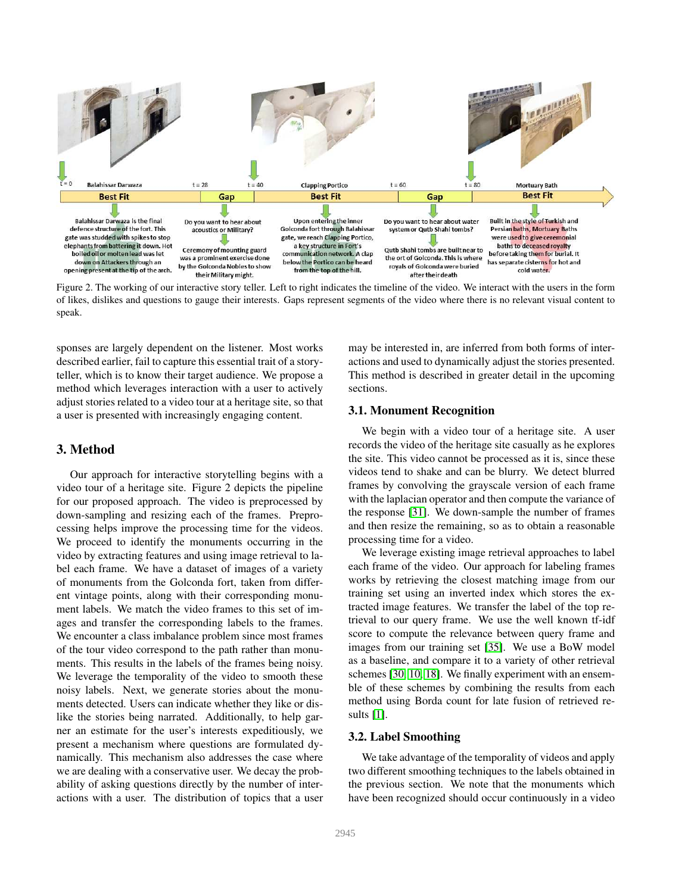Figure 2. The working of our interactive story teller. Left to right indicates the timeline of the video. We interact with the users in the form of likes, dislikes and questions to gauge their interests. Gaps represent segments of the video where there is no relevant visual content to speak.

sponses are largely dependent on the listener. Most works described earlier, fail to capture this essential trait of a storyteller, which is to know their target audience. We propose a method which leverages interaction with a user to actively adjust stories related to a video tour at a heritage site, so that a user is presented with increasingly engaging content.

## 3. Method

Our approach for interactive storytelling begins with a video tour of a heritage site. Figure 2 depicts the pipeline for our proposed approach. The video is preprocessed by down-sampling and resizing each of the frames. Preprocessing helps improve the processing time for the videos. We proceed to identify the monuments occurring in the video by extracting features and using image retrieval to label each frame. We have a dataset of images of a variety of monuments from the Golconda fort, taken from different vintage points, along with their corresponding monument labels. We match the video frames to this set of images and transfer the corresponding labels to the frames. We encounter a class imbalance problem since most frames of the tour video correspond to the path rather than monuments. This results in the labels of the frames being noisy. We leverage the temporality of the video to smooth these noisy labels. Next, we generate stories about the monuments detected. Users can indicate whether they like or dislike the stories being narrated. Additionally, to help garner an estimate for the user's interests expeditiously, we present a mechanism where questions are formulated dynamically. This mechanism also addresses the case where we are dealing with a conservative user. We decay the probability of asking questions directly by the number of interactions with a user. The distribution of topics that a user may be interested in, are inferred from both forms of interactions and used to dynamically adjust the stories presented. This method is described in greater detail in the upcoming sections.

### 3.1. Monument Recognition

We begin with a video tour of a heritage site. A user records the video of the heritage site casually as he explores the site. This video cannot be processed as it is, since these videos tend to shake and can be blurry. We detect blurred frames by convolving the grayscale version of each frame with the laplacian operator and then compute the variance of the response [31]. We down-sample the number of frames and then resize the remaining, so as to obtain a reasonable processing time for a video.

We leverage existing image retrieval approaches to label each frame of the video. Our approach for labeling frames works by retrieving the closest matching image from our training set using an inverted index which stores the extracted image features. We transfer the label of the top retrieval to our query frame. We use the well known tf-idf score to compute the relevance between query frame and images from our training set [35]. We use a BoW model as a baseline, and compare it to a variety of other retrieval schemes [30, 10, 18]. We finally experiment with an ensemble of these schemes by combining the results from each method using Borda count for late fusion of retrieved results [1].

### 3.2. Label Smoothing

We take advantage of the temporality of videos and apply two different smoothing techniques to the labels obtained in the previous section. We note that the monuments which have been recognized should occur continuously in a video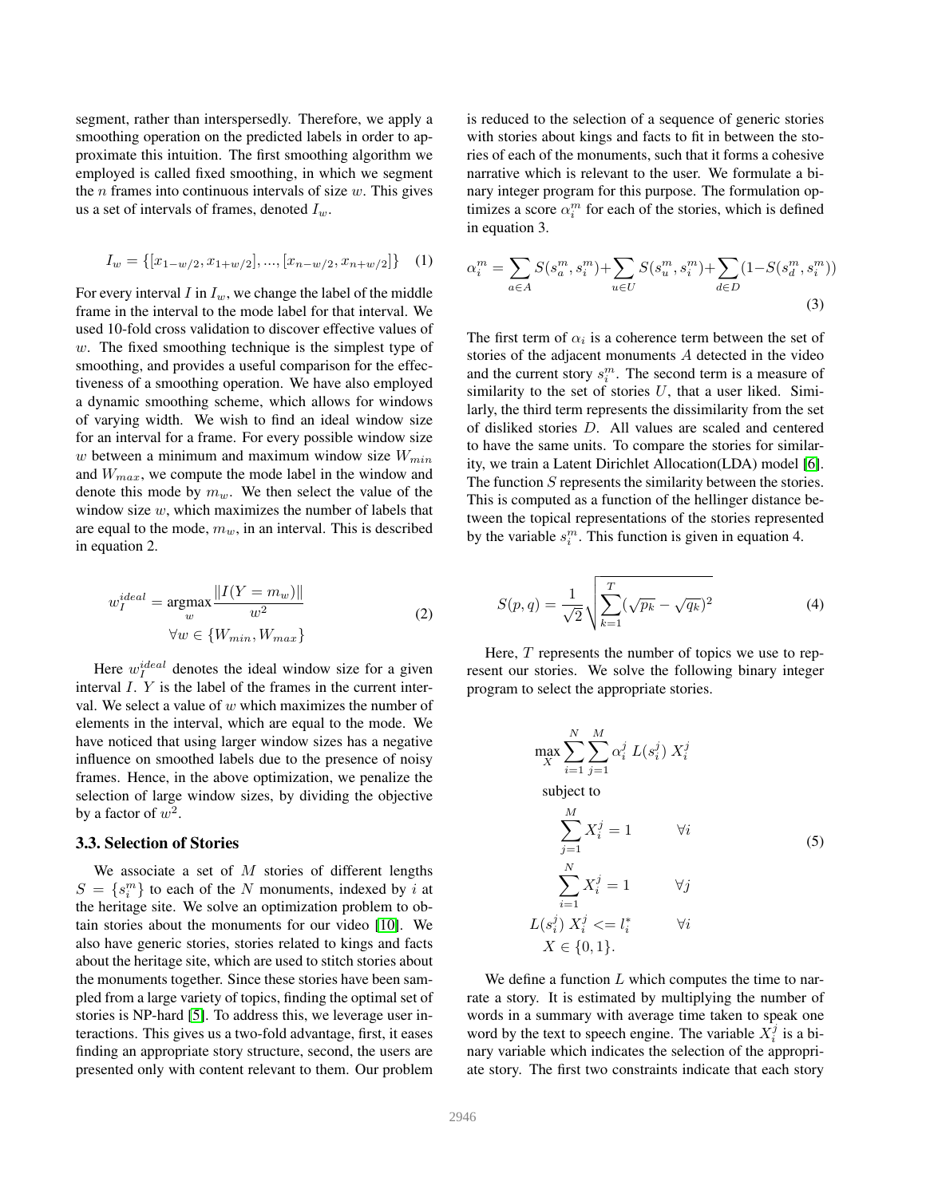segment, rather than interspersedly. Therefore, we apply a smoothing operation on the predicted labels in order to approximate this intuition. The first smoothing algorithm we employed is called fixed smoothing, in which we segment the $n$ frames into continuous intervals of size $w$. This gives us a set of intervals of frames, denoted $I_w$.

$$I_w = \{[x_{1-w/2}, x_{1+w/2}], ..., [x_{n-w/2}, x_{n+w/2}]\} \quad (1)$$

For every interval $I$ in $I_w$, we change the label of the middle frame in the interval to the mode label for that interval. We used 10-fold cross validation to discover effective values of $w$. The fixed smoothing technique is the simplest type of smoothing, and provides a useful comparison for the effectiveness of a smoothing operation. We have also employed a dynamic smoothing scheme, which allows for windows of varying width. We wish to find an ideal window size for an interval for a frame. For every possible window size $w$ between a minimum and maximum window size $W_{min}$ and $W_{max}$, we compute the mode label in the window and denote this mode by $m_w$. We then select the value of the window size $w$, which maximizes the number of labels that are equal to the mode, $m_w$, in an interval. This is described in equation 2.

$$w_I^{ideal} = \underset{w}{\operatorname{argmax}} \frac{\|I(Y = m_w)\|}{w^2} \quad \forall w \in \{W_{min}, W_{max}\} \quad (2)$$

Here $w_I^{ideal}$ denotes the ideal window size for a given interval $I$. $Y$ is the label of the frames in the current interval. We select a value of $w$ which maximizes the number of elements in the interval, which are equal to the mode. We have noticed that using larger window sizes has a negative influence on smoothed labels due to the presence of noisy frames. Hence, in the above optimization, we penalize the selection of large window sizes, by dividing the objective by a factor of $w^2$.

### 3.3. Selection of Stories

We associate a set of $M$ stories of different lengths $S = \{s_i^m\}$ to each of the $N$ monuments, indexed by $i$ at the heritage site. We solve an optimization problem to obtain stories about the monuments for our video [10]. We also have generic stories, stories related to kings and facts about the heritage site, which are used to stitch stories about the monuments together. Since these stories have been sampled from a large variety of topics, finding the optimal set of stories is NP-hard [5]. To address this, we leverage user interactions. This gives us a two-fold advantage, first, it eases finding an appropriate story structure, second, the users are presented only with content relevant to them. Our problem is reduced to the selection of a sequence of generic stories with stories about kings and facts to fit in between the stories of each of the monuments, such that it forms a cohesive narrative which is relevant to the user. We formulate a binary integer program for this purpose. The formulation optimizes a score $\alpha_i^m$ for each of the stories, which is defined in equation 3.

$$\alpha_i^m = \sum_{a \in A} S(s_a^m, s_i^m) + \sum_{u \in U} S(s_u^m, s_i^m) + \sum_{d \in D} (1 - S(s_d^m, s_i^m)) \quad (3)$$

The first term of $\alpha_i$ is a coherence term between the set of stories of the adjacent monuments $A$ detected in the video and the current story $s_i^m$. The second term is a measure of similarity to the set of stories $U$, that a user liked. Similarly, the third term represents the dissimilarity from the set of disliked stories $D$. All values are scaled and centered to have the same units. To compare the stories for similarity, we train a Latent Dirichlet Allocation(LDA) model [6]. The function $S$ represents the similarity between the stories. This is computed as a function of the hellinger distance between the topical representations of the stories represented by the variable $s_i^m$. This function is given in equation 4.

$$S(p, q) = \frac{1}{\sqrt{2}} \sqrt{\sum_{k=1}^{T} (\sqrt{p_k} - \sqrt{q_k})^2} \quad (4)$$

Here, $T$ represents the number of topics we use to represent our stories. We solve the following binary integer program to select the appropriate stories.

$$\begin{aligned}
\max_X \; & \sum_{i=1}^{N} \sum_{j=1}^{M} \alpha_i^j \; L(s_i^j) \; X_i^j \\
\text{subject to} \\
& \sum_{j=1}^{M} X_i^j = 1 \qquad \forall i \\
& \sum_{i=1}^{N} X_i^j = 1 \qquad \forall j \\
& L(s_i^j) \; X_i^j <= l_i^* \qquad \forall i \\
& X \in \{0, 1\}.
\end{aligned} \quad (5)$$

We define a function $L$ which computes the time to narrate a story. It is estimated by multiplying the number of words in a summary with average time taken to speak one word by the text to speech engine. The variable $X_i^j$ is a binary variable which indicates the selection of the appropriate story. The first two constraints indicate that each story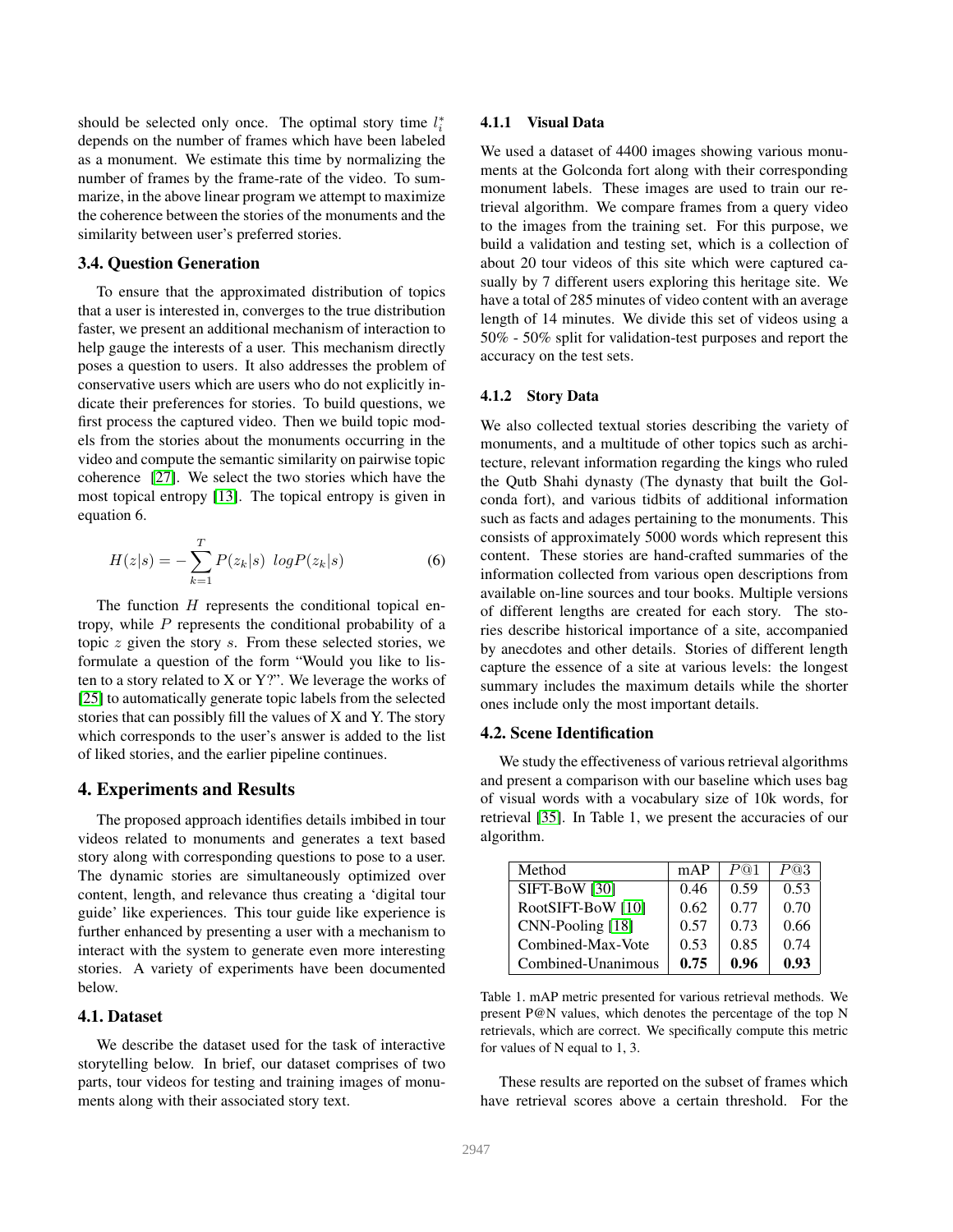should be selected only once. The optimal story time $l_i^*$ depends on the number of frames which have been labeled as a monument. We estimate this time by normalizing the number of frames by the frame-rate of the video. To summarize, in the above linear program we attempt to maximize the coherence between the stories of the monuments and the similarity between user's preferred stories.

## 3.4. Question Generation

To ensure that the approximated distribution of topics that a user is interested in, converges to the true distribution faster, we present an additional mechanism of interaction to help gauge the interests of a user. This mechanism directly poses a question to users. It also addresses the problem of conservative users which are users who do not explicitly indicate their preferences for stories. To build questions, we first process the captured video. Then we build topic models from the stories about the monuments occurring in the video and compute the semantic similarity on pairwise topic coherence [27]. We select the two stories which have the most topical entropy [13]. The topical entropy is given in equation 6.

$$H(z|s) = -\sum_{k=1}^{T} P(z_k|s) \;\; logP(z_k|s) \tag{6}$$

The function $H$ represents the conditional topical entropy, while $P$ represents the conditional probability of a topic $z$ given the story $s$. From these selected stories, we formulate a question of the form "Would you like to listen to a story related to X or Y?". We leverage the works of [25] to automatically generate topic labels from the selected stories that can possibly fill the values of X and Y. The story which corresponds to the user's answer is added to the list of liked stories, and the earlier pipeline continues.

# 4. Experiments and Results

The proposed approach identifies details imbibed in tour videos related to monuments and generates a text based story along with corresponding questions to pose to a user. The dynamic stories are simultaneously optimized over content, length, and relevance thus creating a 'digital tour guide' like experiences. This tour guide like experience is further enhanced by presenting a user with a mechanism to interact with the system to generate even more interesting stories. A variety of experiments have been documented below.

## 4.1. Dataset

We describe the dataset used for the task of interactive storytelling below. In brief, our dataset comprises of two parts, tour videos for testing and training images of monuments along with their associated story text.

### 4.1.1 Visual Data

We used a dataset of 4400 images showing various monuments at the Golconda fort along with their corresponding monument labels. These images are used to train our retrieval algorithm. We compare frames from a query video to the images from the training set. For this purpose, we build a validation and testing set, which is a collection of about 20 tour videos of this site which were captured casually by 7 different users exploring this heritage site. We have a total of 285 minutes of video content with an average length of 14 minutes. We divide this set of videos using a 50% - 50% split for validation-test purposes and report the accuracy on the test sets.

### 4.1.2 Story Data

We also collected textual stories describing the variety of monuments, and a multitude of other topics such as architecture, relevant information regarding the kings who ruled the Qutb Shahi dynasty (The dynasty that built the Golconda fort), and various tidbits of additional information such as facts and adages pertaining to the monuments. This consists of approximately 5000 words which represent this content. These stories are hand-crafted summaries of the information collected from various open descriptions from available on-line sources and tour books. Multiple versions of different lengths are created for each story. The stories describe historical importance of a site, accompanied by anecdotes and other details. Stories of different length capture the essence of a site at various levels: the longest summary includes the maximum details while the shorter ones include only the most important details.

## 4.2. Scene Identification

We study the effectiveness of various retrieval algorithms and present a comparison with our baseline which uses bag of visual words with a vocabulary size of 10k words, for retrieval [35]. In Table 1, we present the accuracies of our algorithm.

| Method | mAP | $P@1$ | $P@3$ |
|---|---|---|---|
| SIFT-BoW [30] | 0.46 | 0.59 | 0.53 |
| RootSIFT-BoW [10] | 0.62 | 0.77 | 0.70 |
| CNN-Pooling [18] | 0.57 | 0.73 | 0.66 |
| Combined-Max-Vote | 0.53 | 0.85 | 0.74 |
| Combined-Unanimous | **0.75** | **0.96** | **0.93** |

Table 1. mAP metric presented for various retrieval methods. We present P@N values, which denotes the percentage of the top N retrievals, which are correct. We specifically compute this metric for values of N equal to 1, 3.

These results are reported on the subset of frames which have retrieval scores above a certain threshold. For the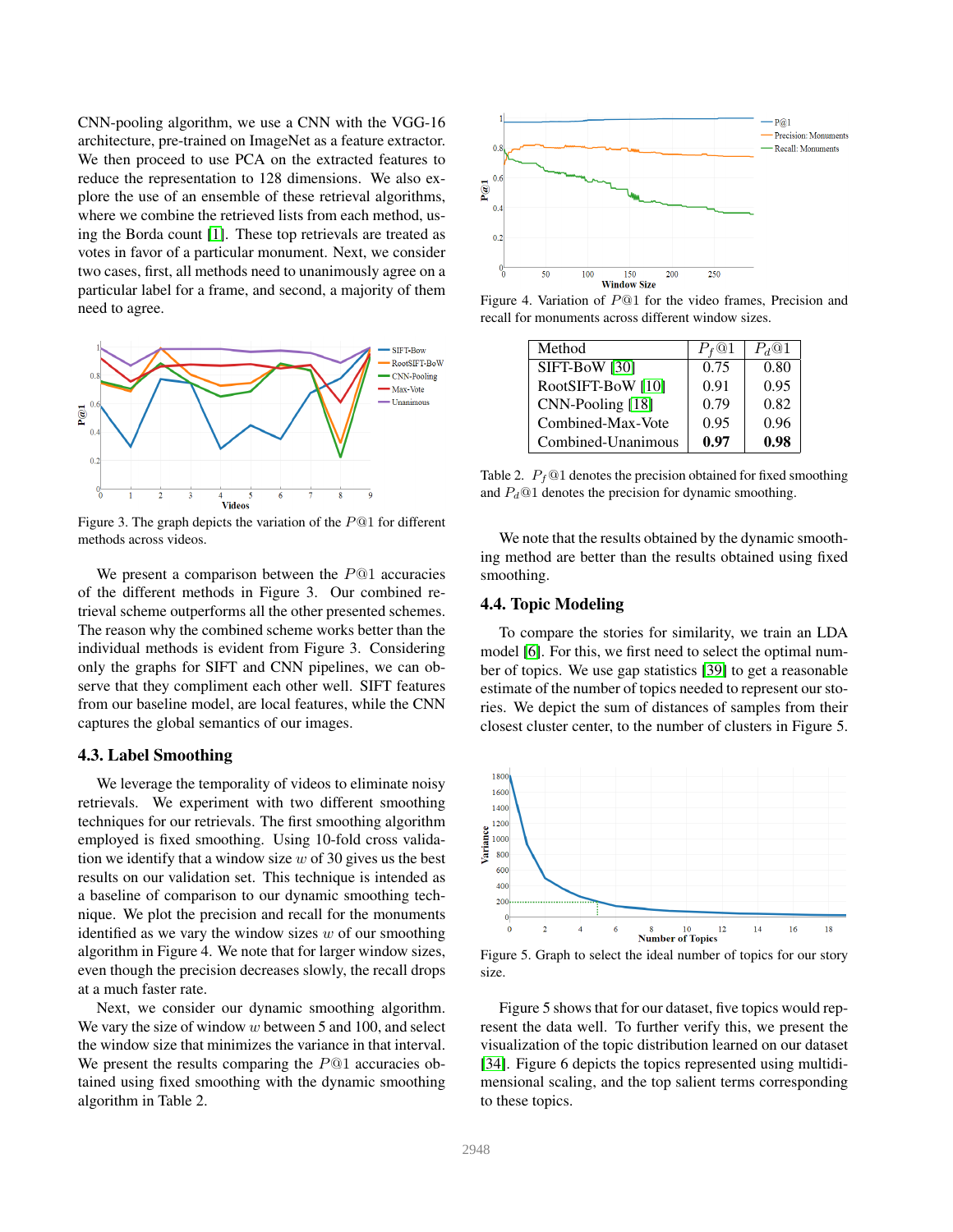CNN-pooling algorithm, we use a CNN with the VGG-16 architecture, pre-trained on ImageNet as a feature extractor. We then proceed to use PCA on the extracted features to reduce the representation to 128 dimensions. We also explore the use of an ensemble of these retrieval algorithms, where we combine the retrieved lists from each method, using the Borda count [1]. These top retrievals are treated as votes in favor of a particular monument. Next, we consider two cases, first, all methods need to unanimously agree on a particular label for a frame, and second, a majority of them need to agree.

Figure 3. The graph depicts the variation of the $P@1$ for different methods across videos.

We present a comparison between the $P@1$ accuracies of the different methods in Figure 3. Our combined retrieval scheme outperforms all the other presented schemes. The reason why the combined scheme works better than the individual methods is evident from Figure 3. Considering only the graphs for SIFT and CNN pipelines, we can observe that they compliment each other well. SIFT features from our baseline model, are local features, while the CNN captures the global semantics of our images.

### 4.3. Label Smoothing

We leverage the temporality of videos to eliminate noisy retrievals. We experiment with two different smoothing techniques for our retrievals. The first smoothing algorithm employed is fixed smoothing. Using 10-fold cross validation we identify that a window size $w$ of 30 gives us the best results on our validation set. This technique is intended as a baseline of comparison to our dynamic smoothing technique. We plot the precision and recall for the monuments identified as we vary the window sizes $w$ of our smoothing algorithm in Figure 4. We note that for larger window sizes, even though the precision decreases slowly, the recall drops at a much faster rate.

Next, we consider our dynamic smoothing algorithm. We vary the size of window $w$ between 5 and 100, and select the window size that minimizes the variance in that interval. We present the results comparing the $P@1$ accuracies obtained using fixed smoothing with the dynamic smoothing algorithm in Table 2.

Figure 4. Variation of $P@1$ for the video frames, Precision and recall for monuments across different window sizes.

| Method | $P_f@1$ | $P_d@1$ |
|---|---|---|
| SIFT-BoW [30] | 0.75 | 0.80 |
| RootSIFT-BoW [10] | 0.91 | 0.95 |
| CNN-Pooling [18] | 0.79 | 0.82 |
| Combined-Max-Vote | 0.95 | 0.96 |
| Combined-Unanimous | **0.97** | **0.98** |

Table 2. $P_f@1$ denotes the precision obtained for fixed smoothing and $P_d@1$ denotes the precision for dynamic smoothing.

We note that the results obtained by the dynamic smoothing method are better than the results obtained using fixed smoothing.

### 4.4. Topic Modeling

To compare the stories for similarity, we train an LDA model [6]. For this, we first need to select the optimal number of topics. We use gap statistics [39] to get a reasonable estimate of the number of topics needed to represent our stories. We depict the sum of distances of samples from their closest cluster center, to the number of clusters in Figure 5.

Figure 5. Graph to select the ideal number of topics for our story size.

Figure 5 shows that for our dataset, five topics would represent the data well. To further verify this, we present the visualization of the topic distribution learned on our dataset [34]. Figure 6 depicts the topics represented using multidimensional scaling, and the top salient terms corresponding to these topics.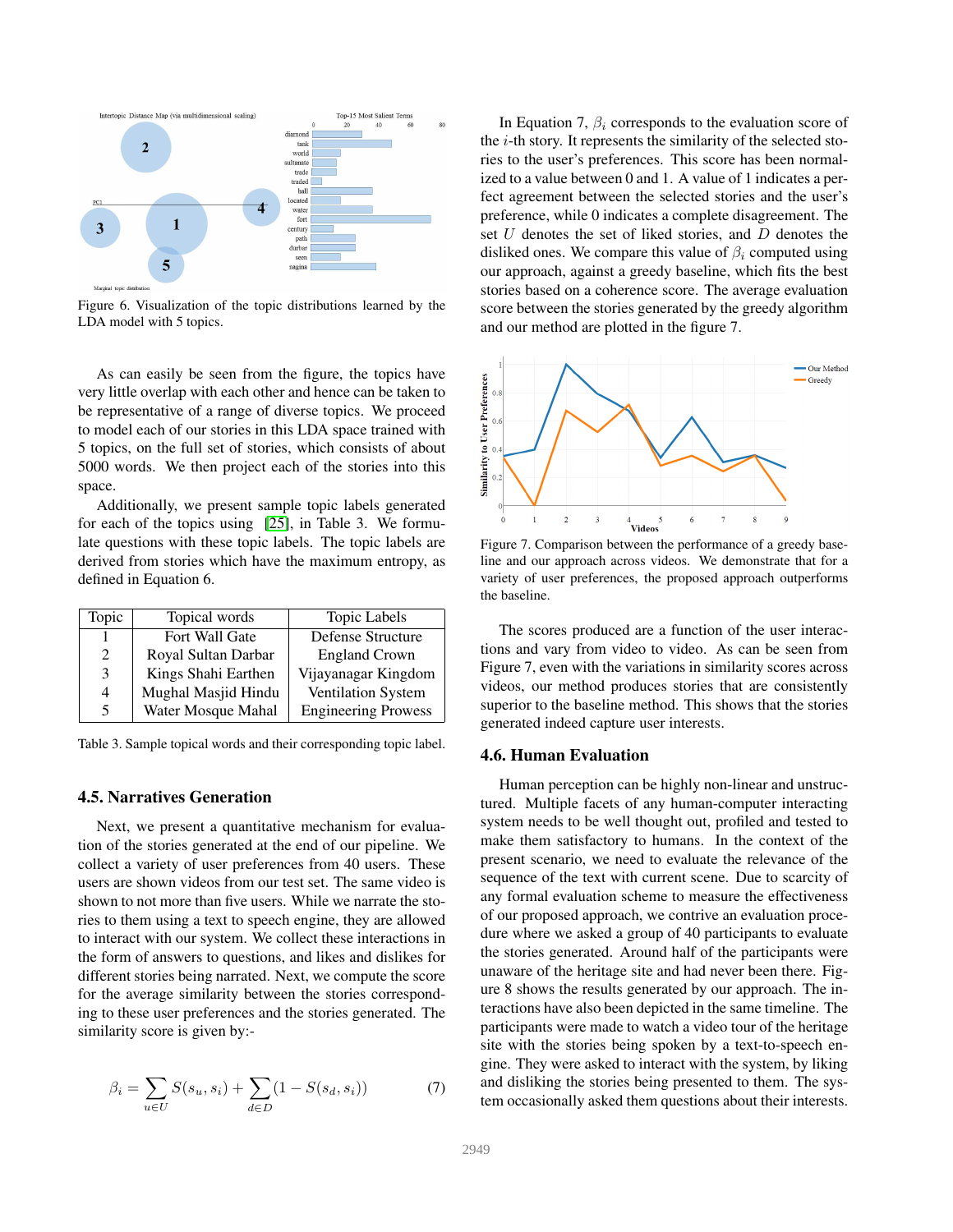Figure 6. Visualization of the topic distributions learned by the LDA model with 5 topics.

As can easily be seen from the figure, the topics have very little overlap with each other and hence can be taken to be representative of a range of diverse topics. We proceed to model each of our stories in this LDA space trained with 5 topics, on the full set of stories, which consists of about 5000 words. We then project each of the stories into this space.

Additionally, we present sample topic labels generated for each of the topics using [25], in Table 3. We formulate questions with these topic labels. The topic labels are derived from stories which have the maximum entropy, as defined in Equation 6.

| Topic | Topical words | Topic Labels |
|---|---|---|
| 1 | Fort Wall Gate | Defense Structure |
| 2 | Royal Sultan Darbar | England Crown |
| 3 | Kings Shahi Earthen | Vijayanagar Kingdom |
| 4 | Mughal Masjid Hindu | Ventilation System |
| 5 | Water Mosque Mahal | Engineering Prowess |

Table 3. Sample topical words and their corresponding topic label.

## 4.5. Narratives Generation

Next, we present a quantitative mechanism for evaluation of the stories generated at the end of our pipeline. We collect a variety of user preferences from 40 users. These users are shown videos from our test set. The same video is shown to not more than five users. While we narrate the stories to them using a text to speech engine, they are allowed to interact with our system. We collect these interactions in the form of answers to questions, and likes and dislikes for different stories being narrated. Next, we compute the score for the average similarity between the stories corresponding to these user preferences and the stories generated. The similarity score is given by:-

$$\beta_i = \sum_{u \in U} S(s_u, s_i) + \sum_{d \in D} (1 - S(s_d, s_i)) \tag{7}$$

In Equation 7, $\beta_i$ corresponds to the evaluation score of the $i$-th story. It represents the similarity of the selected stories to the user's preferences. This score has been normalized to a value between 0 and 1. A value of 1 indicates a perfect agreement between the selected stories and the user's preference, while 0 indicates a complete disagreement. The set $U$ denotes the set of liked stories, and $D$ denotes the disliked ones. We compare this value of $\beta_i$ computed using our approach, against a greedy baseline, which fits the best stories based on a coherence score. The average evaluation score between the stories generated by the greedy algorithm and our method are plotted in the figure 7.

Figure 7. Comparison between the performance of a greedy baseline and our approach across videos. We demonstrate that for a variety of user preferences, the proposed approach outperforms the baseline.

The scores produced are a function of the user interactions and vary from video to video. As can be seen from Figure 7, even with the variations in similarity scores across videos, our method produces stories that are consistently superior to the baseline method. This shows that the stories generated indeed capture user interests.

## 4.6. Human Evaluation

Human perception can be highly non-linear and unstructured. Multiple facets of any human-computer interacting system needs to be well thought out, profiled and tested to make them satisfactory to humans. In the context of the present scenario, we need to evaluate the relevance of the sequence of the text with current scene. Due to scarcity of any formal evaluation scheme to measure the effectiveness of our proposed approach, we contrive an evaluation procedure where we asked a group of 40 participants to evaluate the stories generated. Around half of the participants were unaware of the heritage site and had never been there. Figure 8 shows the results generated by our approach. The interactions have also been depicted in the same timeline. The participants were made to watch a video tour of the heritage site with the stories being spoken by a text-to-speech engine. They were asked to interact with the system, by liking and disliking the stories being presented to them. The system occasionally asked them questions about their interests.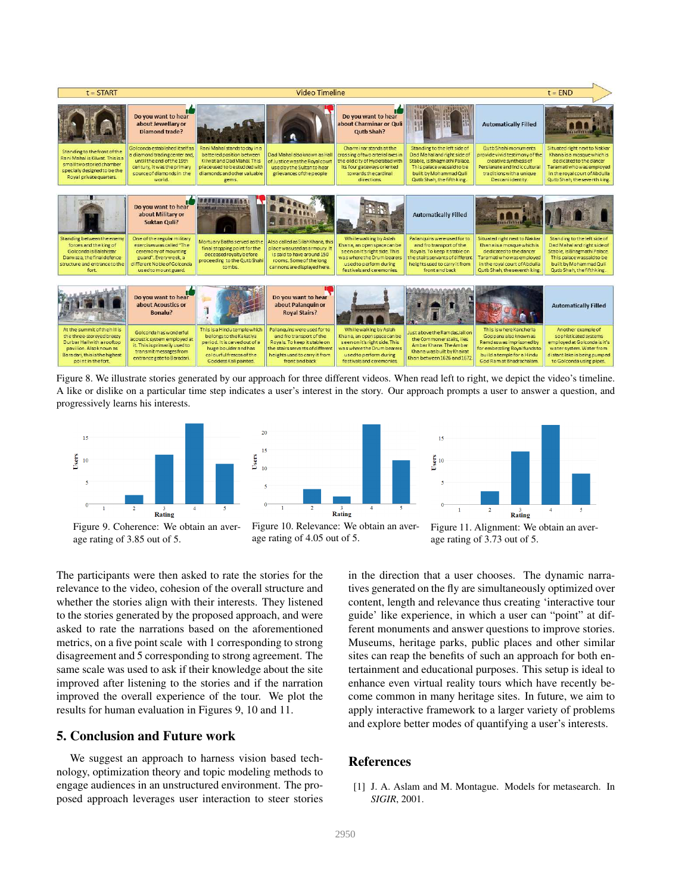Figure 8. We illustrate stories generated by our approach for three different videos. When read left to right, we depict the video's timeline. A like or dislike on a particular time step indicates a user's interest in the story. Our approach prompts a user to answer a question, and progressively learns his interests.

Figure 9. Coherence: We obtain an average rating of 3.85 out of 5.

Figure 10. Relevance: We obtain an average rating of 4.05 out of 5.

Figure 11. Alignment: We obtain an average rating of 3.73 out of 5.

The participants were then asked to rate the stories for the relevance to the video, cohesion of the overall structure and whether the stories align with their interests. They listened to the stories generated by the proposed approach, and were asked to rate the narrations based on the aforementioned metrics, on a five point scale with 1 corresponding to strong disagreement and 5 corresponding to strong agreement. The same scale was used to ask if their knowledge about the site improved after listening to the stories and if the narration improved the overall experience of the tour. We plot the results for human evaluation in Figures 9, 10 and 11.

## 5. Conclusion and Future work

We suggest an approach to harness vision based technology, optimization theory and topic modeling methods to engage audiences in an unstructured environment. The proposed approach leverages user interaction to steer stories in the direction that a user chooses. The dynamic narratives generated on the fly are simultaneously optimized over content, length and relevance thus creating 'interactive tour guide' like experience, in which a user can "point" at different monuments and answer questions to improve stories. Museums, heritage parks, public places and other similar sites can reap the benefits of such an approach for both entertainment and educational purposes. This setup is ideal to enhance even virtual reality tours which have recently become common in many heritage sites. In future, we aim to apply interactive framework to a larger variety of problems and explore better modes of quantifying a user's interests.

## References

[1] J. A. Aslam and M. Montague. Models for metasearch. In *SIGIR*, 2001.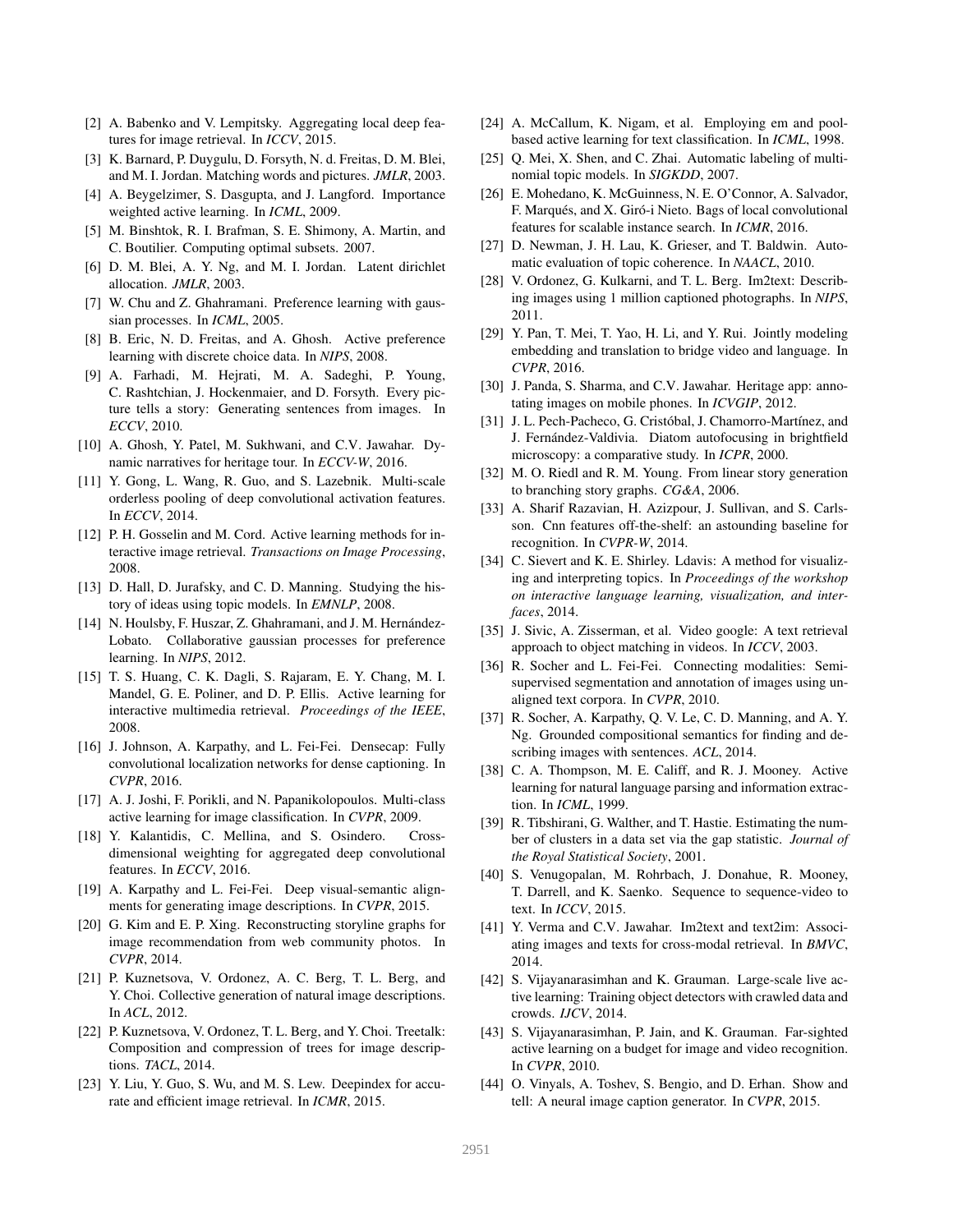[2] A. Babenko and V. Lempitsky. Aggregating local deep features for image retrieval. In *ICCV*, 2015.

[3] K. Barnard, P. Duygulu, D. Forsyth, N. d. Freitas, D. M. Blei, and M. I. Jordan. Matching words and pictures. *JMLR*, 2003.

[4] A. Beygelzimer, S. Dasgupta, and J. Langford. Importance weighted active learning. In *ICML*, 2009.

[5] M. Binshtok, R. I. Brafman, S. E. Shimony, A. Martin, and C. Boutilier. Computing optimal subsets. 2007.

[6] D. M. Blei, A. Y. Ng, and M. I. Jordan. Latent dirichlet allocation. *JMLR*, 2003.

[7] W. Chu and Z. Ghahramani. Preference learning with gaussian processes. In *ICML*, 2005.

[8] B. Eric, N. D. Freitas, and A. Ghosh. Active preference learning with discrete choice data. In *NIPS*, 2008.

[9] A. Farhadi, M. Hejrati, M. A. Sadeghi, P. Young, C. Rashtchian, J. Hockenmaier, and D. Forsyth. Every picture tells a story: Generating sentences from images. In *ECCV*, 2010.

[10] A. Ghosh, Y. Patel, M. Sukhwani, and C.V. Jawahar. Dynamic narratives for heritage tour. In *ECCV-W*, 2016.

[11] Y. Gong, L. Wang, R. Guo, and S. Lazebnik. Multi-scale orderless pooling of deep convolutional activation features. In *ECCV*, 2014.

[12] P. H. Gosselin and M. Cord. Active learning methods for interactive image retrieval. *Transactions on Image Processing*, 2008.

[13] D. Hall, D. Jurafsky, and C. D. Manning. Studying the history of ideas using topic models. In *EMNLP*, 2008.

[14] N. Houlsby, F. Huszar, Z. Ghahramani, and J. M. Hernández-Lobato. Collaborative gaussian processes for preference learning. In *NIPS*, 2012.

[15] T. S. Huang, C. K. Dagli, S. Rajaram, E. Y. Chang, M. I. Mandel, G. E. Poliner, and D. P. Ellis. Active learning for interactive multimedia retrieval. *Proceedings of the IEEE*, 2008.

[16] J. Johnson, A. Karpathy, and L. Fei-Fei. Densecap: Fully convolutional localization networks for dense captioning. In *CVPR*, 2016.

[17] A. J. Joshi, F. Porikli, and N. Papanikolopoulos. Multi-class active learning for image classification. In *CVPR*, 2009.

[18] Y. Kalantidis, C. Mellina, and S. Osindero. Cross-dimensional weighting for aggregated deep convolutional features. In *ECCV*, 2016.

[19] A. Karpathy and L. Fei-Fei. Deep visual-semantic alignments for generating image descriptions. In *CVPR*, 2015.

[20] G. Kim and E. P. Xing. Reconstructing storyline graphs for image recommendation from web community photos. In *CVPR*, 2014.

[21] P. Kuznetsova, V. Ordonez, A. C. Berg, T. L. Berg, and Y. Choi. Collective generation of natural image descriptions. In *ACL*, 2012.

[22] P. Kuznetsova, V. Ordonez, T. L. Berg, and Y. Choi. Treetalk: Composition and compression of trees for image descriptions. *TACL*, 2014.

[23] Y. Liu, Y. Guo, S. Wu, and M. S. Lew. Deepindex for accurate and efficient image retrieval. In *ICMR*, 2015.

[24] A. McCallum, K. Nigam, et al. Employing em and pool-based active learning for text classification. In *ICML*, 1998.

[25] Q. Mei, X. Shen, and C. Zhai. Automatic labeling of multinomial topic models. In *SIGKDD*, 2007.

[26] E. Mohedano, K. McGuinness, N. E. O'Connor, A. Salvador, F. Marqués, and X. Giró-i Nieto. Bags of local convolutional features for scalable instance search. In *ICMR*, 2016.

[27] D. Newman, J. H. Lau, K. Grieser, and T. Baldwin. Automatic evaluation of topic coherence. In *NAACL*, 2010.

[28] V. Ordonez, G. Kulkarni, and T. L. Berg. Im2text: Describing images using 1 million captioned photographs. In *NIPS*, 2011.

[29] Y. Pan, T. Mei, T. Yao, H. Li, and Y. Rui. Jointly modeling embedding and translation to bridge video and language. In *CVPR*, 2016.

[30] J. Panda, S. Sharma, and C.V. Jawahar. Heritage app: annotating images on mobile phones. In *ICVGIP*, 2012.

[31] J. L. Pech-Pacheco, G. Cristóbal, J. Chamorro-Martínez, and J. Fernández-Valdivia. Diatom autofocusing in brightfield microscopy: a comparative study. In *ICPR*, 2000.

[32] M. O. Riedl and R. M. Young. From linear story generation to branching story graphs. *CG&A*, 2006.

[33] A. Sharif Razavian, H. Azizpour, J. Sullivan, and S. Carlsson. Cnn features off-the-shelf: an astounding baseline for recognition. In *CVPR-W*, 2014.

[34] C. Sievert and K. E. Shirley. Ldavis: A method for visualizing and interpreting topics. In *Proceedings of the workshop on interactive language learning, visualization, and interfaces*, 2014.

[35] J. Sivic, A. Zisserman, et al. Video google: A text retrieval approach to object matching in videos. In *ICCV*, 2003.

[36] R. Socher and L. Fei-Fei. Connecting modalities: Semi-supervised segmentation and annotation of images using unaligned text corpora. In *CVPR*, 2010.

[37] R. Socher, A. Karpathy, Q. V. Le, C. D. Manning, and A. Y. Ng. Grounded compositional semantics for finding and describing images with sentences. *ACL*, 2014.

[38] C. A. Thompson, M. E. Califf, and R. J. Mooney. Active learning for natural language parsing and information extraction. In *ICML*, 1999.

[39] R. Tibshirani, G. Walther, and T. Hastie. Estimating the number of clusters in a data set via the gap statistic. *Journal of the Royal Statistical Society*, 2001.

[40] S. Venugopalan, M. Rohrbach, J. Donahue, R. Mooney, T. Darrell, and K. Saenko. Sequence to sequence-video to text. In *ICCV*, 2015.

[41] Y. Verma and C.V. Jawahar. Im2text and text2im: Associating images and texts for cross-modal retrieval. In *BMVC*, 2014.

[42] S. Vijayanarasimhan and K. Grauman. Large-scale live active learning: Training object detectors with crawled data and crowds. *IJCV*, 2014.

[43] S. Vijayanarasimhan, P. Jain, and K. Grauman. Far-sighted active learning on a budget for image and video recognition. In *CVPR*, 2010.

[44] O. Vinyals, A. Toshev, S. Bengio, and D. Erhan. Show and tell: A neural image caption generator. In *CVPR*, 2015.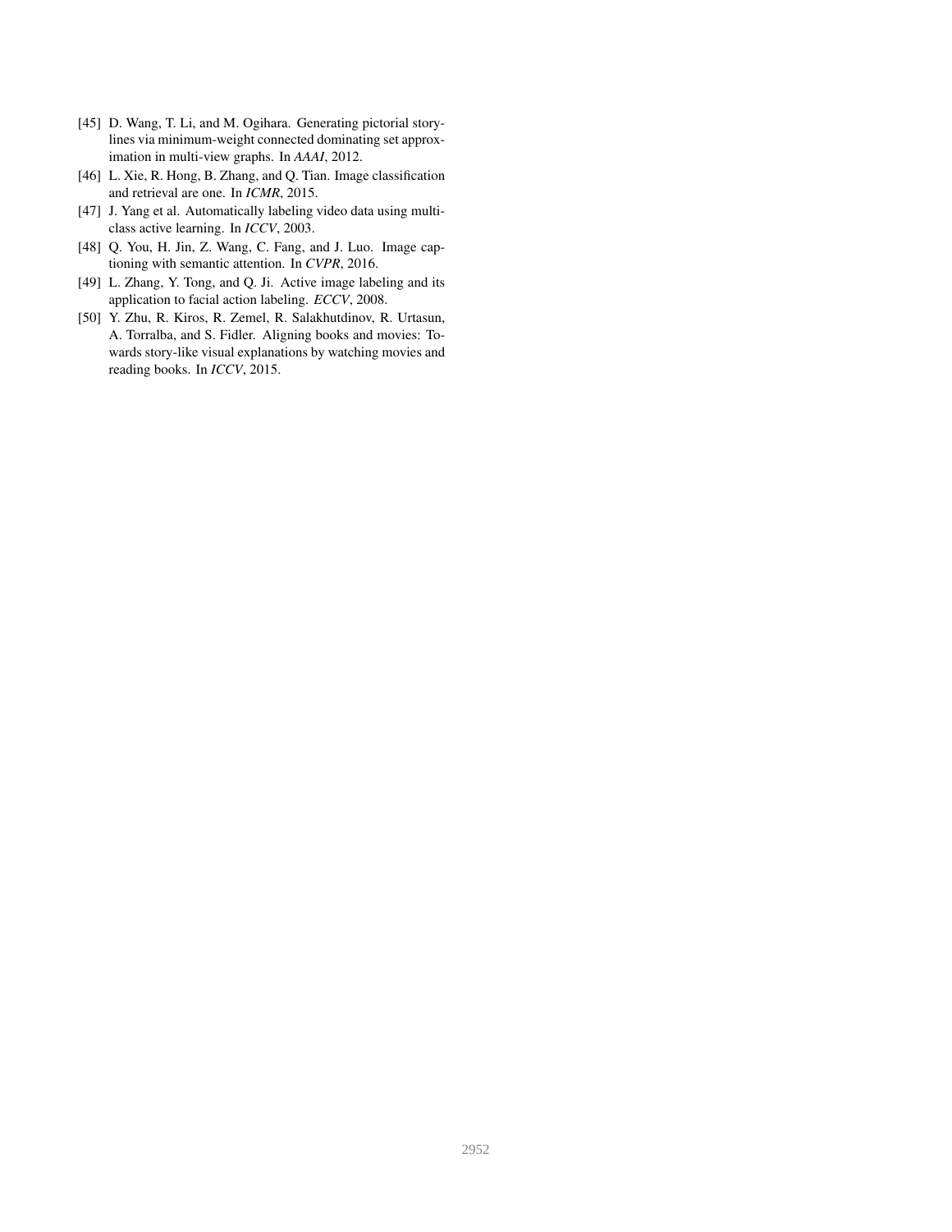[45] D. Wang, T. Li, and M. Ogihara. Generating pictorial storylines via minimum-weight connected dominating set approximation in multi-view graphs. In *AAAI*, 2012.

[46] L. Xie, R. Hong, B. Zhang, and Q. Tian. Image classification and retrieval are one. In *ICMR*, 2015.

[47] J. Yang et al. Automatically labeling video data using multi-class active learning. In *ICCV*, 2003.

[48] Q. You, H. Jin, Z. Wang, C. Fang, and J. Luo. Image captioning with semantic attention. In *CVPR*, 2016.

[49] L. Zhang, Y. Tong, and Q. Ji. Active image labeling and its application to facial action labeling. *ECCV*, 2008.

[50] Y. Zhu, R. Kiros, R. Zemel, R. Salakhutdinov, R. Urtasun, A. Torralba, and S. Fidler. Aligning books and movies: Towards story-like visual explanations by watching movies and reading books. In *ICCV*, 2015.